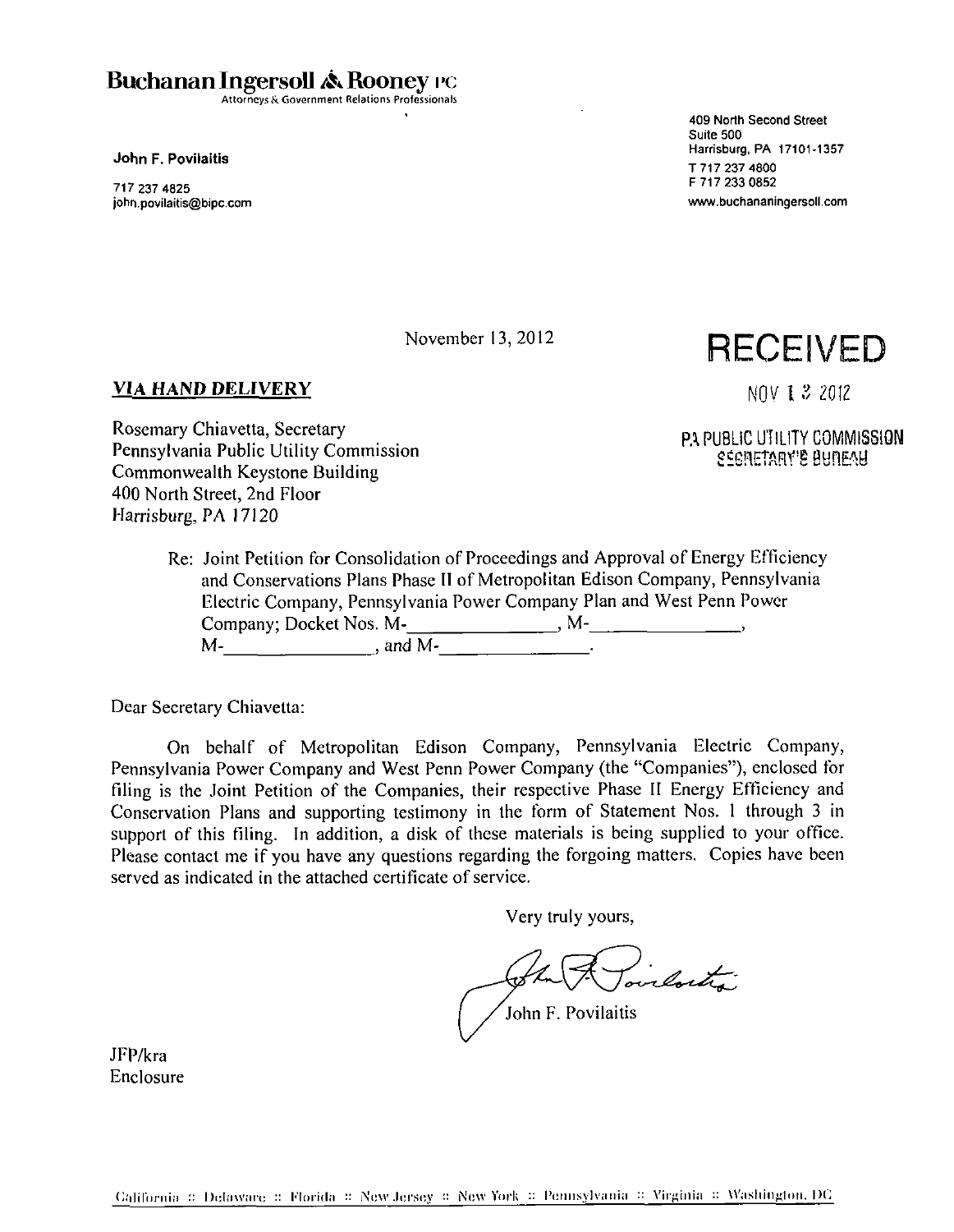**Buchanan Ingersoll & Rooney PC**
Attorneys & Government Relations Professionals

**John F. Povilaitis**

717 237 4825
john.povilaitis@bipc.com

409 North Second Street
Suite 500
Harrisburg, PA 17101-1357
T 717 237 4800
F 717 233 0852
www.buchananingersoll.com

November 13, 2012

**RECEIVED**

NOV 13 2012

PA PUBLIC UTILITY COMMISSION
SECRETARY'S BUREAU

***VIA HAND DELIVERY***

Rosemary Chiavetta, Secretary
Pennsylvania Public Utility Commission
Commonwealth Keystone Building
400 North Street, 2nd Floor
Harrisburg, PA 17120

Re: Joint Petition for Consolidation of Proceedings and Approval of Energy Efficiency and Conservations Plans Phase II of Metropolitan Edison Company, Pennsylvania Electric Company, Pennsylvania Power Company Plan and West Penn Power Company; Docket Nos. M-______________, M-______________, M-______________, and M-______________.

Dear Secretary Chiavetta:

On behalf of Metropolitan Edison Company, Pennsylvania Electric Company, Pennsylvania Power Company and West Penn Power Company (the "Companies"), enclosed for filing is the Joint Petition of the Companies, their respective Phase II Energy Efficiency and Conservation Plans and supporting testimony in the form of Statement Nos. 1 through 3 in support of this filing. In addition, a disk of these materials is being supplied to your office. Please contact me if you have any questions regarding the forgoing matters. Copies have been served as indicated in the attached certificate of service.

Very truly yours,

John F. Povilaitis

JFP/kra
Enclosure

California :: Delaware :: Florida :: New Jersey :: New York :: Pennsylvania :: Virginia :: Washington, DC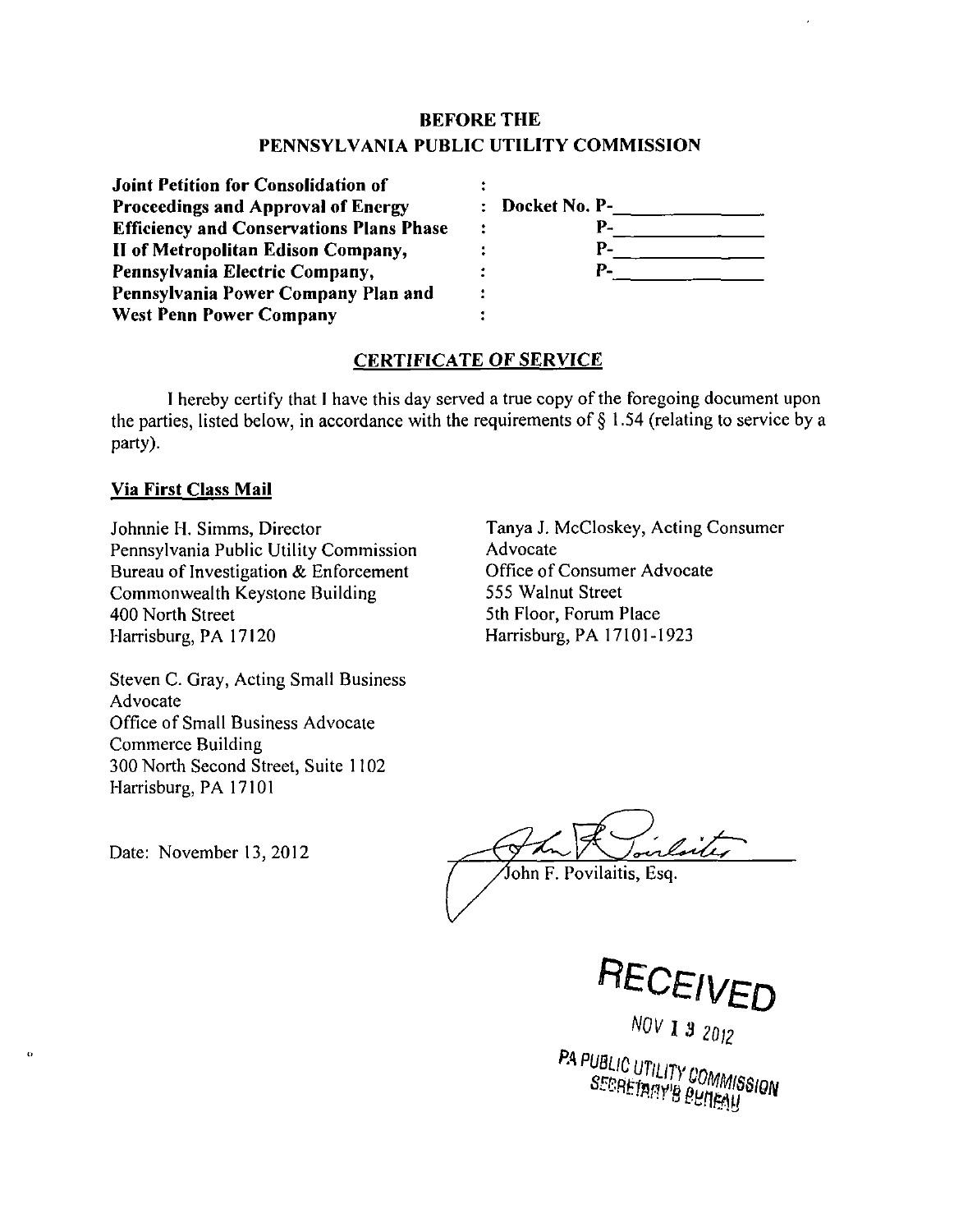## BEFORE THE
## PENNSYLVANIA PUBLIC UTILITY COMMISSION

| | | |
|---|---|---|
| **Joint Petition for Consolidation of Proceedings and Approval of Energy Efficiency and Conservations Plans Phase II of Metropolitan Edison Company, Pennsylvania Electric Company, Pennsylvania Power Company Plan and West Penn Power Company** | : | **Docket No. P-\_\_\_\_\_\_\_\_\_\_\_\_** |
| | : | **P-\_\_\_\_\_\_\_\_\_\_\_\_** |
| | : | **P-\_\_\_\_\_\_\_\_\_\_\_\_** |
| | : | **P-\_\_\_\_\_\_\_\_\_\_\_\_** |

### CERTIFICATE OF SERVICE

I hereby certify that I have this day served a true copy of the foregoing document upon the parties, listed below, in accordance with the requirements of § 1.54 (relating to service by a party).

**Via First Class Mail**

Johnnie H. Simms, Director
Pennsylvania Public Utility Commission
Bureau of Investigation & Enforcement
Commonwealth Keystone Building
400 North Street
Harrisburg, PA 17120

Tanya J. McCloskey, Acting Consumer Advocate
Office of Consumer Advocate
555 Walnut Street
5th Floor, Forum Place
Harrisburg, PA 17101-1923

Steven C. Gray, Acting Small Business Advocate
Office of Small Business Advocate
Commerce Building
300 North Second Street, Suite 1102
Harrisburg, PA 17101

Date: November 13, 2012

John F. Povilaitis, Esq.

RECEIVED
NOV 13 2012
PA PUBLIC UTILITY COMMISSION
SECRETARY'S BUREAU